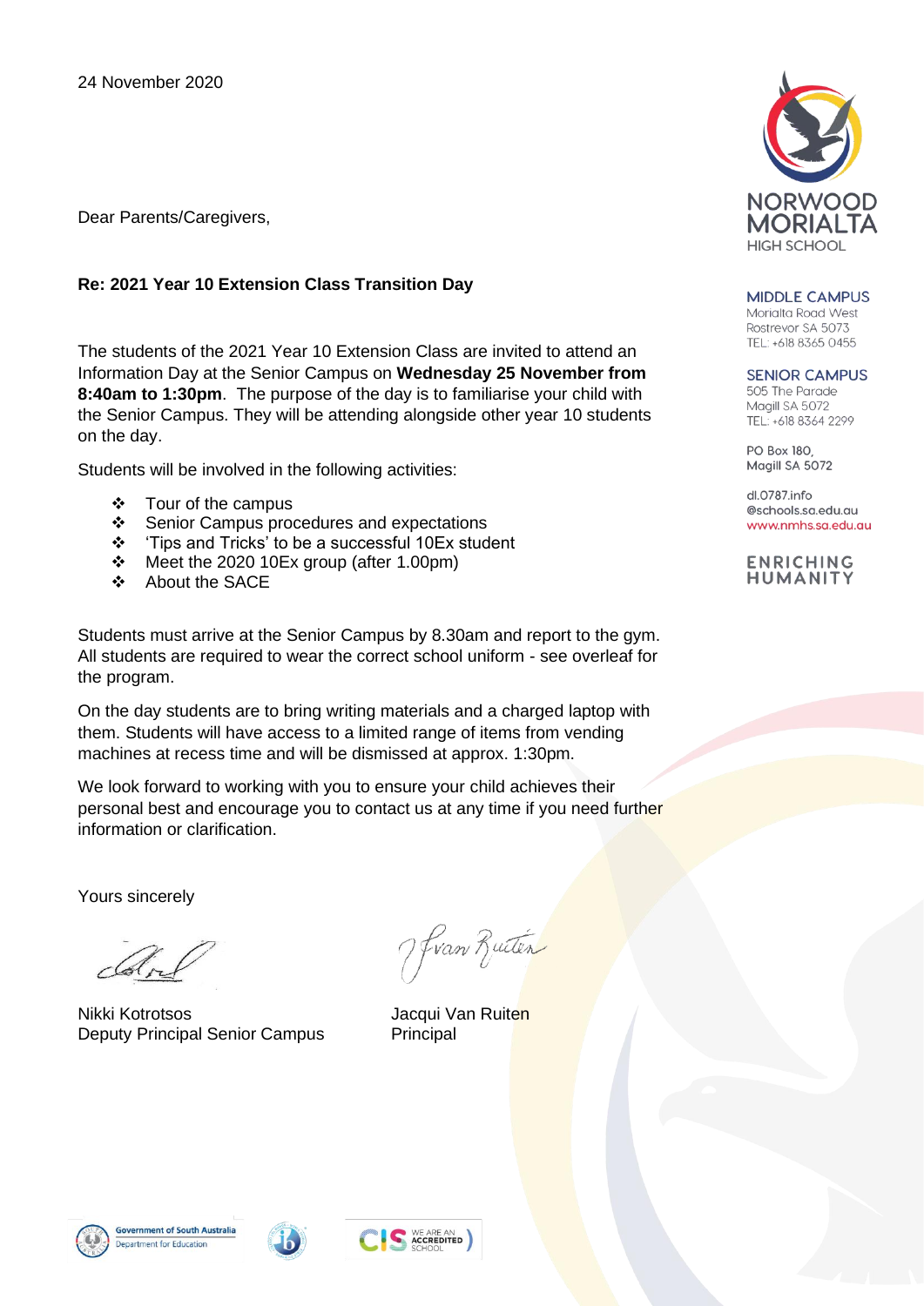24 November 2020

NORWOOD MORIALTA HIGH SCHOOL

**MIDDLE CAMPUS**
Morialta Road West
Rostrevor SA 5073
TEL: +618 8365 0455

**SENIOR CAMPUS**
505 The Parade
Magill SA 5072
TEL: +618 8364 2299

PO Box 180,
Magill SA 5072

dl.0787.info
@schools.sa.edu.au
www.nmhs.sa.edu.au

ENRICHING HUMANITY

Dear Parents/Caregivers,

**Re: 2021 Year 10 Extension Class Transition Day**

The students of the 2021 Year 10 Extension Class are invited to attend an Information Day at the Senior Campus on **Wednesday 25 November from 8:40am to 1:30pm**. The purpose of the day is to familiarise your child with the Senior Campus. They will be attending alongside other year 10 students on the day.

Students will be involved in the following activities:

- Tour of the campus
- Senior Campus procedures and expectations
- 'Tips and Tricks' to be a successful 10Ex student
- Meet the 2020 10Ex group (after 1.00pm)
- About the SACE

Students must arrive at the Senior Campus by 8.30am and report to the gym. All students are required to wear the correct school uniform - see overleaf for the program.

On the day students are to bring writing materials and a charged laptop with them. Students will have access to a limited range of items from vending machines at recess time and will be dismissed at approx. 1:30pm.

We look forward to working with you to ensure your child achieves their personal best and encourage you to contact us at any time if you need further information or clarification.

Yours sincerely

Nikki Kotrotsos
Deputy Principal Senior Campus

Jacqui Van Ruiten
Principal

Government of South Australia
Department for Education

CIS WE ARE AN ACCREDITED SCHOOL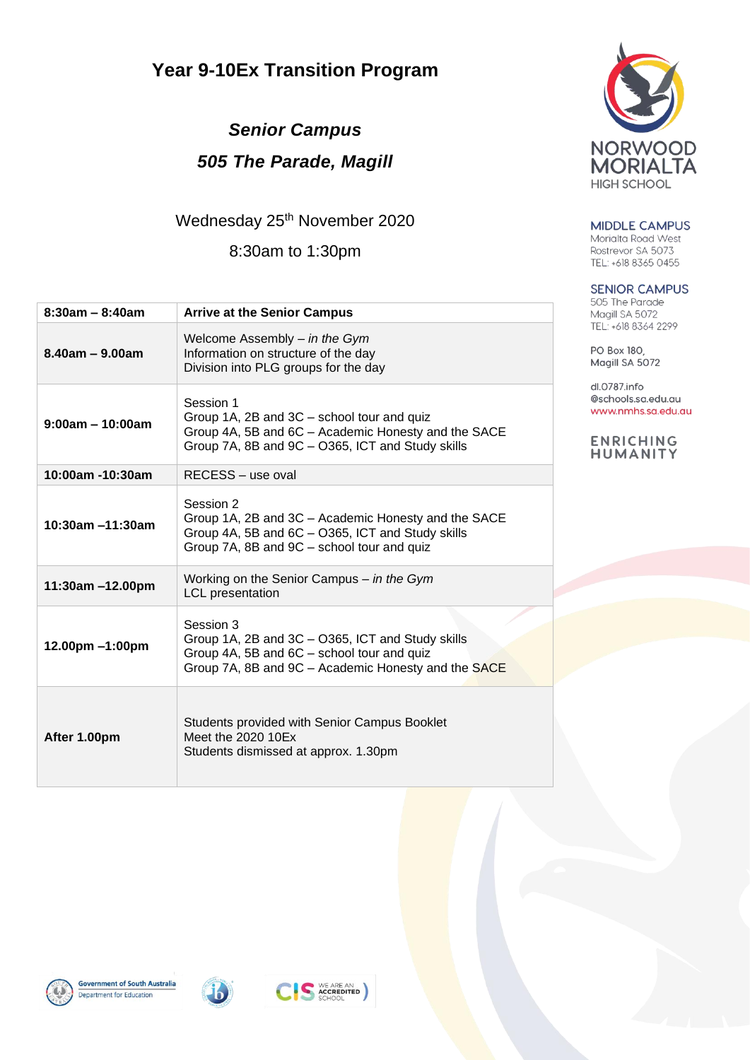# Year 9-10Ex Transition Program

## *Senior Campus*

## *505 The Parade, Magill*

Wednesday 25th November 2020

8:30am to 1:30pm

NORWOOD MORIALTA HIGH SCHOOL

**MIDDLE CAMPUS**
Morialta Road West
Rostrevor SA 5073
TEL: +618 8365 0455

**SENIOR CAMPUS**
505 The Parade
Magill SA 5072
TEL: +618 8364 2299

PO Box 180,
Magill SA 5072

dl.0787.info
@schools.sa.edu.au
www.nmhs.sa.edu.au

ENRICHING HUMANITY

| | |
|---|---|
| **8:30am – 8:40am** | **Arrive at the Senior Campus** |
| **8.40am – 9.00am** | Welcome Assembly – *in the Gym*<br>Information on structure of the day<br>Division into PLG groups for the day |
| **9:00am – 10:00am** | Session 1<br>Group 1A, 2B and 3C – school tour and quiz<br>Group 4A, 5B and 6C – Academic Honesty and the SACE<br>Group 7A, 8B and 9C – O365, ICT and Study skills |
| **10:00am -10:30am** | RECESS – use oval |
| **10:30am –11:30am** | Session 2<br>Group 1A, 2B and 3C – Academic Honesty and the SACE<br>Group 4A, 5B and 6C – O365, ICT and Study skills<br>Group 7A, 8B and 9C – school tour and quiz |
| **11:30am –12.00pm** | Working on the Senior Campus – *in the Gym*<br>LCL presentation |
| **12.00pm –1:00pm** | Session 3<br>Group 1A, 2B and 3C – O365, ICT and Study skills<br>Group 4A, 5B and 6C – school tour and quiz<br>Group 7A, 8B and 9C – Academic Honesty and the SACE |
| **After 1.00pm** | Students provided with Senior Campus Booklet<br>Meet the 2020 10Ex<br>Students dismissed at approx. 1.30pm |

Government of South Australia
Department for Education

CIS WE ARE AN ACCREDITED SCHOOL